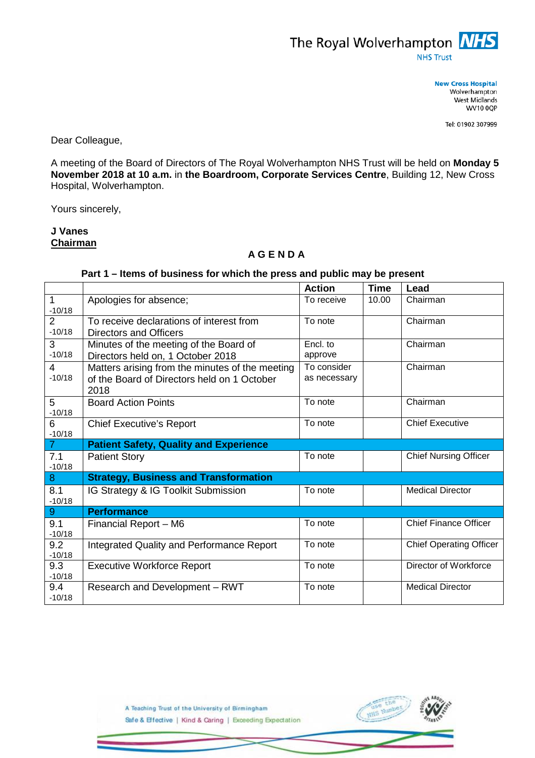The Royal Wolverhampton NHS Trust

**New Cross Hospital**
Wolverhampton
West Midlands
WV10 0QP

Tel: 01902 307999

Dear Colleague,

A meeting of the Board of Directors of The Royal Wolverhampton NHS Trust will be held on **Monday 5 November 2018 at 10 a.m.** in **the Boardroom, Corporate Services Centre**, Building 12, New Cross Hospital, Wolverhampton.

Yours sincerely,

**J Vanes**
**Chairman**

## A G E N D A

### Part 1 – Items of business for which the press and public may be present

| | | Action | Time | Lead |
|---|---|---|---|---|
| 1 -10/18 | Apologies for absence; | To receive | 10.00 | Chairman |
| 2 -10/18 | To receive declarations of interest from Directors and Officers | To note | | Chairman |
| 3 -10/18 | Minutes of the meeting of the Board of Directors held on, 1 October 2018 | Encl. to approve | | Chairman |
| 4 -10/18 | Matters arising from the minutes of the meeting of the Board of Directors held on 1 October 2018 | To consider as necessary | | Chairman |
| 5 -10/18 | Board Action Points | To note | | Chairman |
| 6 -10/18 | Chief Executive's Report | To note | | Chief Executive |
| 7 | **Patient Safety, Quality and Experience** | | | |
| 7.1 -10/18 | Patient Story | To note | | Chief Nursing Officer |
| 8 | **Strategy, Business and Transformation** | | | |
| 8.1 -10/18 | IG Strategy & IG Toolkit Submission | To note | | Medical Director |
| 9 | **Performance** | | | |
| 9.1 -10/18 | Financial Report – M6 | To note | | Chief Finance Officer |
| 9.2 -10/18 | Integrated Quality and Performance Report | To note | | Chief Operating Officer |
| 9.3 -10/18 | Executive Workforce Report | To note | | Director of Workforce |
| 9.4 -10/18 | Research and Development – RWT | To note | | Medical Director |

A Teaching Trust of the University of Birmingham
Safe & Effective | Kind & Caring | Exceeding Expectation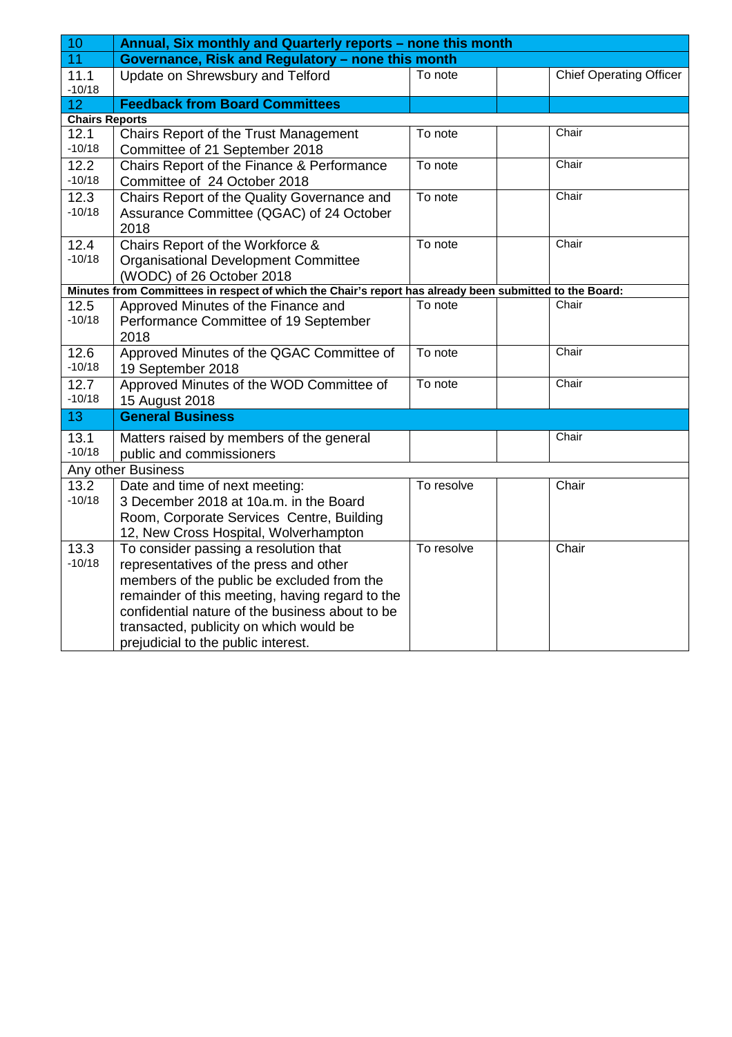| | | | | |
|---|---|---|---|---|
| **10** | **Annual, Six monthly and Quarterly reports – none this month** | | | |
| **11** | **Governance, Risk and Regulatory – none this month** | | | |
| 11.1 -10/18 | Update on Shrewsbury and Telford | To note | | Chief Operating Officer |
| **12** | **Feedback from Board Committees** | | | |
| **Chairs Reports** | | | | |
| 12.1 -10/18 | Chairs Report of the Trust Management Committee of 21 September 2018 | To note | | Chair |
| 12.2 -10/18 | Chairs Report of the Finance & Performance Committee of 24 October 2018 | To note | | Chair |
| 12.3 -10/18 | Chairs Report of the Quality Governance and Assurance Committee (QGAC) of 24 October 2018 | To note | | Chair |
| 12.4 -10/18 | Chairs Report of the Workforce & Organisational Development Committee (WODC) of 26 October 2018 | To note | | Chair |
| **Minutes from Committees in respect of which the Chair's report has already been submitted to the Board:** | | | | |
| 12.5 -10/18 | Approved Minutes of the Finance and Performance Committee of 19 September 2018 | To note | | Chair |
| 12.6 -10/18 | Approved Minutes of the QGAC Committee of 19 September 2018 | To note | | Chair |
| 12.7 -10/18 | Approved Minutes of the WOD Committee of 15 August 2018 | To note | | Chair |
| **13** | **General Business** | | | |
| 13.1 -10/18 | Matters raised by members of the general public and commissioners | | | Chair |
| Any other Business | | | | |
| 13.2 -10/18 | Date and time of next meeting: 3 December 2018 at 10a.m. in the Board Room, Corporate Services Centre, Building 12, New Cross Hospital, Wolverhampton | To resolve | | Chair |
| 13.3 -10/18 | To consider passing a resolution that representatives of the press and other members of the public be excluded from the remainder of this meeting, having regard to the confidential nature of the business about to be transacted, publicity on which would be prejudicial to the public interest. | To resolve | | Chair |